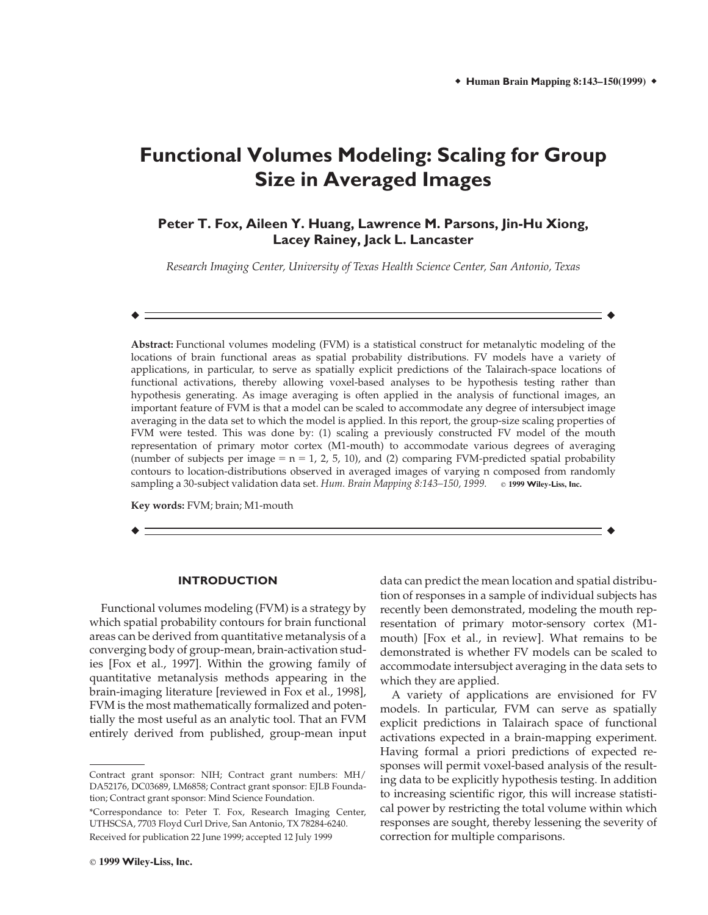# Functional Volumes Modeling: Scaling for Group Size in Averaged Images

**Peter T. Fox, Aileen Y. Huang, Lawrence M. Parsons, Jin-Hu Xiong, Lacey Rainey, Jack L. Lancaster**

*Research Imaging Center, University of Texas Health Science Center, San Antonio, Texas*

---

**Abstract:** Functional volumes modeling (FVM) is a statistical construct for metanalytic modeling of the locations of brain functional areas as spatial probability distributions. FV models have a variety of applications, in particular, to serve as spatially explicit predictions of the Talairach-space locations of functional activations, thereby allowing voxel-based analyses to be hypothesis testing rather than hypothesis generating. As image averaging is often applied in the analysis of functional images, an important feature of FVM is that a model can be scaled to accommodate any degree of intersubject image averaging in the data set to which the model is applied. In this report, the group-size scaling properties of FVM were tested. This was done by: (1) scaling a previously constructed FV model of the mouth representation of primary motor cortex (M1-mouth) to accommodate various degrees of averaging (number of subjects per image = n = 1, 2, 5, 10), and (2) comparing FVM-predicted spatial probability contours to location-distributions observed in averaged images of varying n composed from randomly sampling a 30-subject validation data set. *Hum. Brain Mapping 8:143–150, 1999.* © **1999 Wiley-Liss, Inc.**

**Key words:** FVM; brain; M1-mouth

---

## INTRODUCTION

Functional volumes modeling (FVM) is a strategy by which spatial probability contours for brain functional areas can be derived from quantitative metanalysis of a converging body of group-mean, brain-activation studies [Fox et al., 1997]. Within the growing family of quantitative metanalysis methods appearing in the brain-imaging literature [reviewed in Fox et al., 1998], FVM is the most mathematically formalized and potentially the most useful as an analytic tool. That an FVM entirely derived from published, group-mean input data can predict the mean location and spatial distribution of responses in a sample of individual subjects has recently been demonstrated, modeling the mouth representation of primary motor-sensory cortex (M1-mouth) [Fox et al., in review]. What remains to be demonstrated is whether FV models can be scaled to accommodate intersubject averaging in the data sets to which they are applied.

A variety of applications are envisioned for FV models. In particular, FVM can serve as spatially explicit predictions in Talairach space of functional activations expected in a brain-mapping experiment. Having formal a priori predictions of expected responses will permit voxel-based analysis of the resulting data to be explicitly hypothesis testing. In addition to increasing scientific rigor, this will increase statistical power by restricting the total volume within which responses are sought, thereby lessening the severity of correction for multiple comparisons.

---

Contract grant sponsor: NIH; Contract grant numbers: MH/DA52176, DC03689, LM6858; Contract grant sponsor: EJLB Foundation; Contract grant sponsor: Mind Science Foundation.

*Correspondance to: Peter T. Fox, Research Imaging Center, UTHSCSA, 7703 Floyd Curl Drive, San Antonio, TX 78284-6240.

Received for publication 22 June 1999; accepted 12 July 1999

© **1999 Wiley-Liss, Inc.**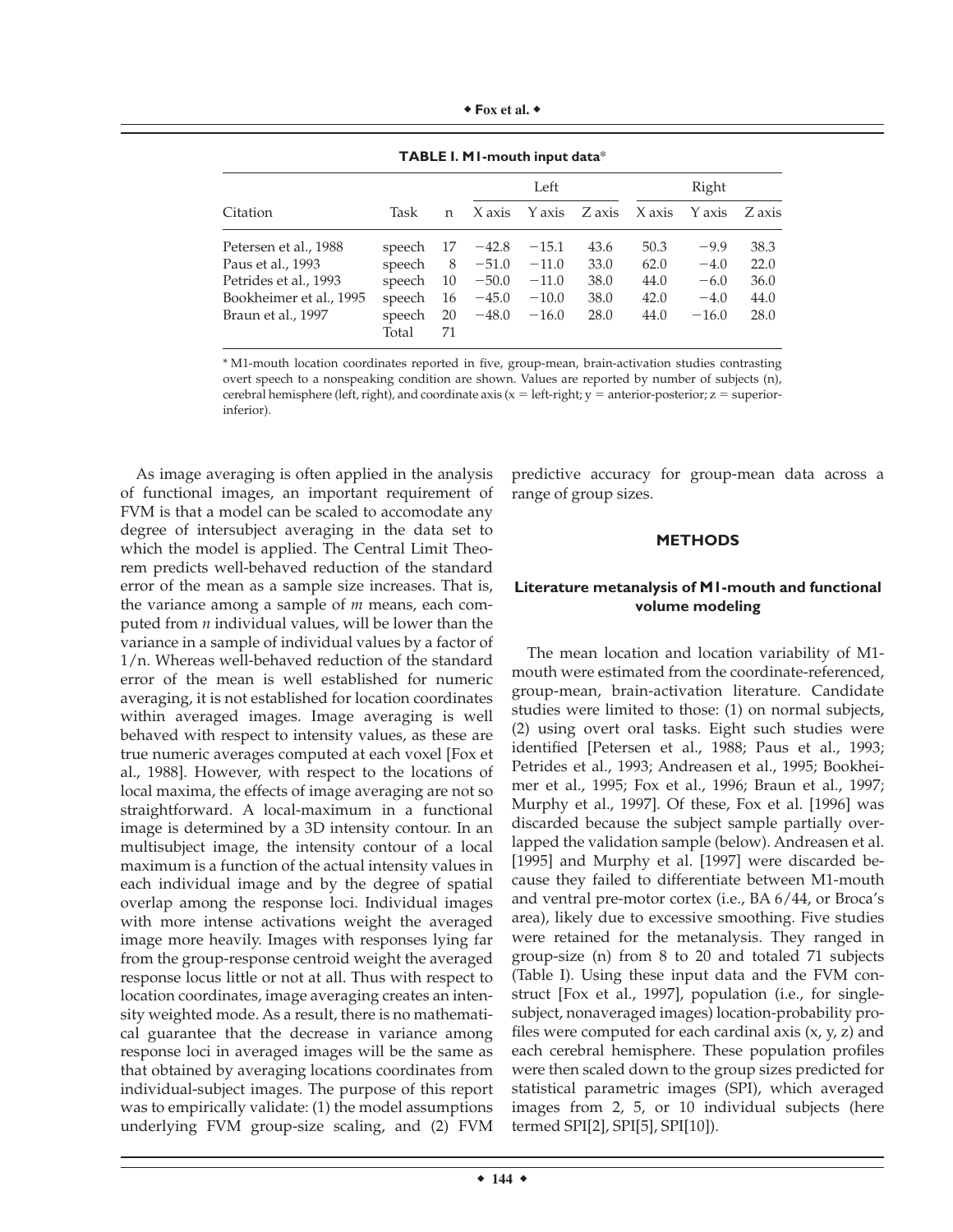**TABLE I. M1-mouth input data***

| Citation | Task | n | Left | | | Right | | |
|---|---|---|---|---|---|---|---|---|
| | | | X axis | Y axis | Z axis | X axis | Y axis | Z axis |
| Petersen et al., 1988 | speech | 17 | −42.8 | −15.1 | 43.6 | 50.3 | −9.9 | 38.3 |
| Paus et al., 1993 | speech | 8 | −51.0 | −11.0 | 33.0 | 62.0 | −4.0 | 22.0 |
| Petrides et al., 1993 | speech | 10 | −50.0 | −11.0 | 38.0 | 44.0 | −6.0 | 36.0 |
| Bookheimer et al., 1995 | speech | 16 | −45.0 | −10.0 | 38.0 | 42.0 | −4.0 | 44.0 |
| Braun et al., 1997 | speech | 20 | −48.0 | −16.0 | 28.0 | 44.0 | −16.0 | 28.0 |
| | Total | 71 | | | | | | |

* M1-mouth location coordinates reported in five, group-mean, brain-activation studies contrasting overt speech to a nonspeaking condition are shown. Values are reported by number of subjects (n), cerebral hemisphere (left, right), and coordinate axis (x = left-right; y = anterior-posterior; z = superior-inferior).

As image averaging is often applied in the analysis of functional images, an important requirement of FVM is that a model can be scaled to accomodate any degree of intersubject averaging in the data set to which the model is applied. The Central Limit Theorem predicts well-behaved reduction of the standard error of the mean as a sample size increases. That is, the variance among a sample of *m* means, each computed from *n* individual values, will be lower than the variance in a sample of individual values by a factor of 1/n. Whereas well-behaved reduction of the standard error of the mean is well established for numeric averaging, it is not established for location coordinates within averaged images. Image averaging is well behaved with respect to intensity values, as these are true numeric averages computed at each voxel [Fox et al., 1988]. However, with respect to the locations of local maxima, the effects of image averaging are not so straightforward. A local-maximum in a functional image is determined by a 3D intensity contour. In an multisubject image, the intensity contour of a local maximum is a function of the actual intensity values in each individual image and by the degree of spatial overlap among the response loci. Individual images with more intense activations weight the averaged image more heavily. Images with responses lying far from the group-response centroid weight the averaged response locus little or not at all. Thus with respect to location coordinates, image averaging creates an intensity weighted mode. As a result, there is no mathematical guarantee that the decrease in variance among response loci in averaged images will be the same as that obtained by averaging locations coordinates from individual-subject images. The purpose of this report was to empirically validate: (1) the model assumptions underlying FVM group-size scaling, and (2) FVM predictive accuracy for group-mean data across a range of group sizes.

## METHODS

### Literature metanalysis of M1-mouth and functional volume modeling

The mean location and location variability of M1-mouth were estimated from the coordinate-referenced, group-mean, brain-activation literature. Candidate studies were limited to those: (1) on normal subjects, (2) using overt oral tasks. Eight such studies were identified [Petersen et al., 1988; Paus et al., 1993; Petrides et al., 1993; Andreasen et al., 1995; Bookheimer et al., 1995; Fox et al., 1996; Braun et al., 1997; Murphy et al., 1997]. Of these, Fox et al. [1996] was discarded because the subject sample partially overlapped the validation sample (below). Andreasen et al. [1995] and Murphy et al. [1997] were discarded because they failed to differentiate between M1-mouth and ventral pre-motor cortex (i.e., BA 6/44, or Broca's area), likely due to excessive smoothing. Five studies were retained for the metanalysis. They ranged in group-size (n) from 8 to 20 and totaled 71 subjects (Table I). Using these input data and the FVM construct [Fox et al., 1997], population (i.e., for single-subject, nonaveraged images) location-probability profiles were computed for each cardinal axis (x, y, z) and each cerebral hemisphere. These population profiles were then scaled down to the group sizes predicted for statistical parametric images (SPI), which averaged images from 2, 5, or 10 individual subjects (here termed SPI[2], SPI[5], SPI[10]).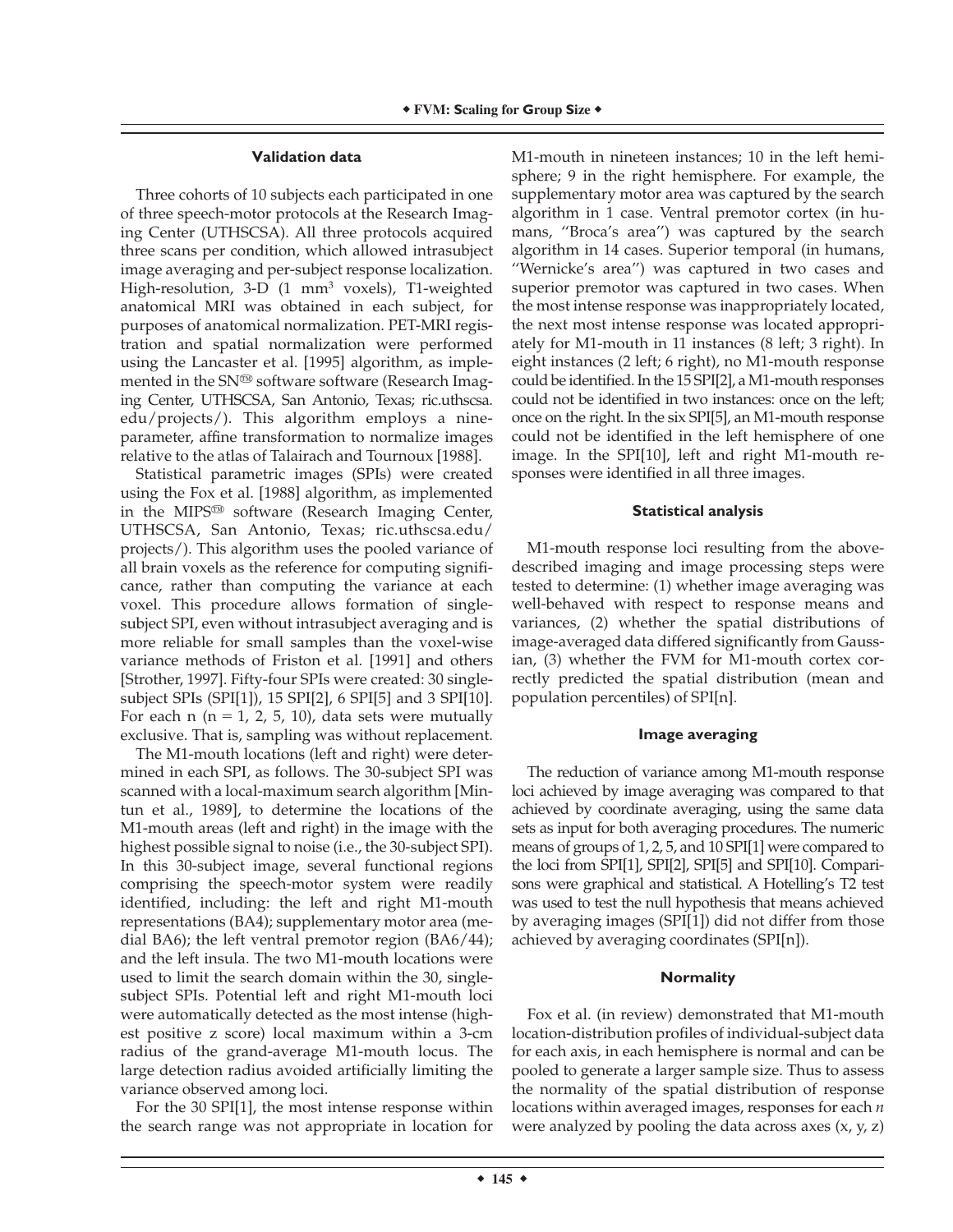### Validation data

Three cohorts of 10 subjects each participated in one of three speech-motor protocols at the Research Imaging Center (UTHSCSA). All three protocols acquired three scans per condition, which allowed intrasubject image averaging and per-subject response localization. High-resolution, 3-D (1 mm$^3$ voxels), T1-weighted anatomical MRI was obtained in each subject, for purposes of anatomical normalization. PET-MRI registration and spatial normalization were performed using the Lancaster et al. [1995] algorithm, as implemented in the SN™ software software (Research Imaging Center, UTHSCSA, San Antonio, Texas; ric.uthscsa.edu/projects/). This algorithm employs a nine-parameter, affine transformation to normalize images relative to the atlas of Talairach and Tournoux [1988].

Statistical parametric images (SPIs) were created using the Fox et al. [1988] algorithm, as implemented in the MIPS™ software (Research Imaging Center, UTHSCSA, San Antonio, Texas; ric.uthscsa.edu/projects/). This algorithm uses the pooled variance of all brain voxels as the reference for computing significance, rather than computing the variance at each voxel. This procedure allows formation of single-subject SPI, even without intrasubject averaging and is more reliable for small samples than the voxel-wise variance methods of Friston et al. [1991] and others [Strother, 1997]. Fifty-four SPIs were created: 30 single-subject SPIs (SPI[1]), 15 SPI[2], 6 SPI[5] and 3 SPI[10]. For each n (n = 1, 2, 5, 10), data sets were mutually exclusive. That is, sampling was without replacement.

The M1-mouth locations (left and right) were determined in each SPI, as follows. The 30-subject SPI was scanned with a local-maximum search algorithm [Mintun et al., 1989], to determine the locations of the M1-mouth areas (left and right) in the image with the highest possible signal to noise (i.e., the 30-subject SPI). In this 30-subject image, several functional regions comprising the speech-motor system were readily identified, including: the left and right M1-mouth representations (BA4); supplementary motor area (medial BA6); the left ventral premotor region (BA6/44); and the left insula. The two M1-mouth locations were used to limit the search domain within the 30, single-subject SPIs. Potential left and right M1-mouth loci were automatically detected as the most intense (highest positive z score) local maximum within a 3-cm radius of the grand-average M1-mouth locus. The large detection radius avoided artificially limiting the variance observed among loci.

For the 30 SPI[1], the most intense response within the search range was not appropriate in location for M1-mouth in nineteen instances; 10 in the left hemisphere; 9 in the right hemisphere. For example, the supplementary motor area was captured by the search algorithm in 1 case. Ventral premotor cortex (in humans, "Broca's area") was captured by the search algorithm in 14 cases. Superior temporal (in humans, "Wernicke's area") was captured in two cases and superior premotor was captured in two cases. When the most intense response was inappropriately located, the next most intense response was located appropriately for M1-mouth in 11 instances (8 left; 3 right). In eight instances (2 left; 6 right), no M1-mouth response could be identified. In the 15 SPI[2], a M1-mouth responses could not be identified in two instances: once on the left; once on the right. In the six SPI[5], an M1-mouth response could not be identified in the left hemisphere of one image. In the SPI[10], left and right M1-mouth responses were identified in all three images.

### Statistical analysis

M1-mouth response loci resulting from the above-described imaging and image processing steps were tested to determine: (1) whether image averaging was well-behaved with respect to response means and variances, (2) whether the spatial distributions of image-averaged data differed significantly from Gaussian, (3) whether the FVM for M1-mouth cortex correctly predicted the spatial distribution (mean and population percentiles) of SPI[n].

### Image averaging

The reduction of variance among M1-mouth response loci achieved by image averaging was compared to that achieved by coordinate averaging, using the same data sets as input for both averaging procedures. The numeric means of groups of 1, 2, 5, and 10 SPI[1] were compared to the loci from SPI[1], SPI[2], SPI[5] and SPI[10]. Comparisons were graphical and statistical. A Hotelling's T2 test was used to test the null hypothesis that means achieved by averaging images (SPI[1]) did not differ from those achieved by averaging coordinates (SPI[n]).

### Normality

Fox et al. (in review) demonstrated that M1-mouth location-distribution profiles of individual-subject data for each axis, in each hemisphere is normal and can be pooled to generate a larger sample size. Thus to assess the normality of the spatial distribution of response locations within averaged images, responses for each *n* were analyzed by pooling the data across axes (x, y, z)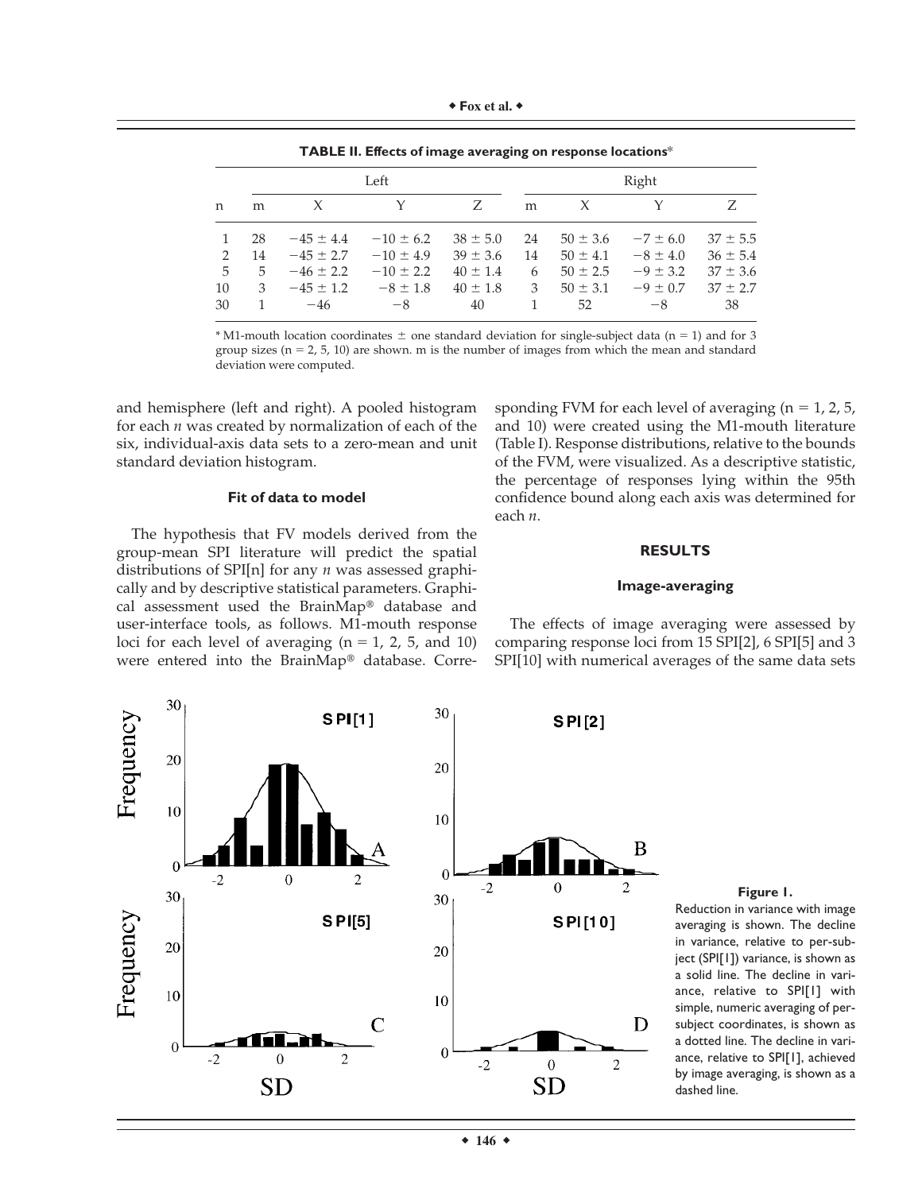**TABLE II. Effects of image averaging on response locations***

| | Left | | | | Right | | | |
|---|---|---|---|---|---|---|---|---|
| n | m | X | Y | Z | m | X | Y | Z |
| 1 | 28 | −45 ± 4.4 | −10 ± 6.2 | 38 ± 5.0 | 24 | 50 ± 3.6 | −7 ± 6.0 | 37 ± 5.5 |
| 2 | 14 | −45 ± 2.7 | −10 ± 4.9 | 39 ± 3.6 | 14 | 50 ± 4.1 | −8 ± 4.0 | 36 ± 5.4 |
| 5 | 5 | −46 ± 2.2 | −10 ± 2.2 | 40 ± 1.4 | 6 | 50 ± 2.5 | −9 ± 3.2 | 37 ± 3.6 |
| 10 | 3 | −45 ± 1.2 | −8 ± 1.8 | 40 ± 1.8 | 3 | 50 ± 3.1 | −9 ± 0.7 | 37 ± 2.7 |
| 30 | 1 | −46 | −8 | 40 | 1 | 52 | −8 | 38 |

* M1-mouth location coordinates ± one standard deviation for single-subject data (n = 1) and for 3 group sizes (n = 2, 5, 10) are shown. m is the number of images from which the mean and standard deviation were computed.

and hemisphere (left and right). A pooled histogram for each *n* was created by normalization of each of the six, individual-axis data sets to a zero-mean and unit standard deviation histogram.

### Fit of data to model

The hypothesis that FV models derived from the group-mean SPI literature will predict the spatial distributions of SPI[n] for any *n* was assessed graphically and by descriptive statistical parameters. Graphical assessment used the BrainMap® database and user-interface tools, as follows. M1-mouth response loci for each level of averaging (n = 1, 2, 5, and 10) were entered into the BrainMap® database. Corresponding FVM for each level of averaging (n = 1, 2, 5, and 10) were created using the M1-mouth literature (Table I). Response distributions, relative to the bounds of the FVM, were visualized. As a descriptive statistic, the percentage of responses lying within the 95th confidence bound along each axis was determined for each *n*.

## RESULTS

### Image-averaging

The effects of image averaging were assessed by comparing response loci from 15 SPI[2], 6 SPI[5] and 3 SPI[10] with numerical averages of the same data sets

**Figure 1.**
Reduction in variance with image averaging is shown. The decline in variance, relative to per-subject (SPI[1]) variance, is shown as a solid line. The decline in variance, relative to SPI[1] with simple, numeric averaging of per-subject coordinates, is shown as a dotted line. The decline in variance, relative to SPI[1], achieved by image averaging, is shown as a dashed line.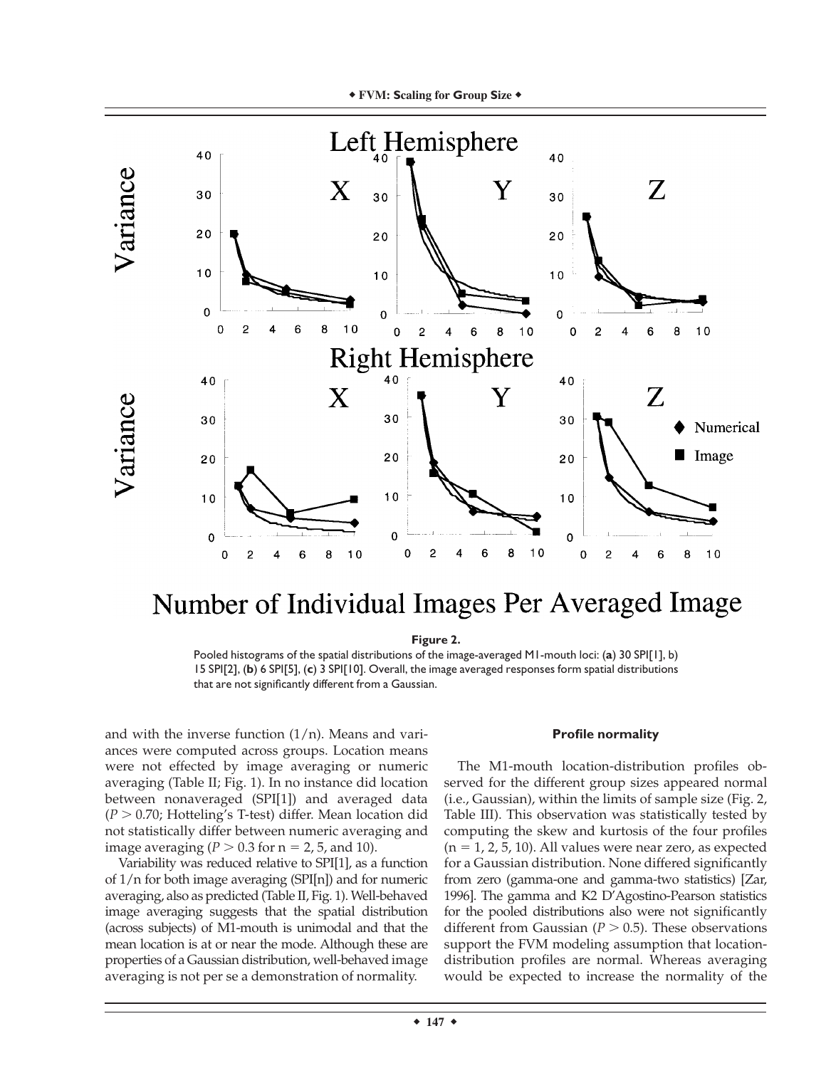**Figure 2.**

Pooled histograms of the spatial distributions of the image-averaged M1-mouth loci: (**a**) 30 SPI[1], b) 15 SPI[2], (**b**) 6 SPI[5], (**c**) 3 SPI[10]. Overall, the image averaged responses form spatial distributions that are not significantly different from a Gaussian.

and with the inverse function (1/n). Means and variances were computed across groups. Location means were not effected by image averaging or numeric averaging (Table II; Fig. 1). In no instance did location between nonaveraged (SPI[1]) and averaged data ($P > 0.70$; Hotteling's T-test) differ. Mean location did not statistically differ between numeric averaging and image averaging ($P > 0.3$ for n = 2, 5, and 10).

Variability was reduced relative to SPI[1], as a function of 1/n for both image averaging (SPI[n]) and for numeric averaging, also as predicted (Table II, Fig. 1). Well-behaved image averaging suggests that the spatial distribution (across subjects) of M1-mouth is unimodal and that the mean location is at or near the mode. Although these are properties of a Gaussian distribution, well-behaved image averaging is not per se a demonstration of normality.

#### Profile normality

The M1-mouth location-distribution profiles observed for the different group sizes appeared normal (i.e., Gaussian), within the limits of sample size (Fig. 2, Table III). This observation was statistically tested by computing the skew and kurtosis of the four profiles (n = 1, 2, 5, 10). All values were near zero, as expected for a Gaussian distribution. None differed significantly from zero (gamma-one and gamma-two statistics) [Zar, 1996]. The gamma and K2 D'Agostino-Pearson statistics for the pooled distributions also were not significantly different from Gaussian ($P > 0.5$). These observations support the FVM modeling assumption that location-distribution profiles are normal. Whereas averaging would be expected to increase the normality of the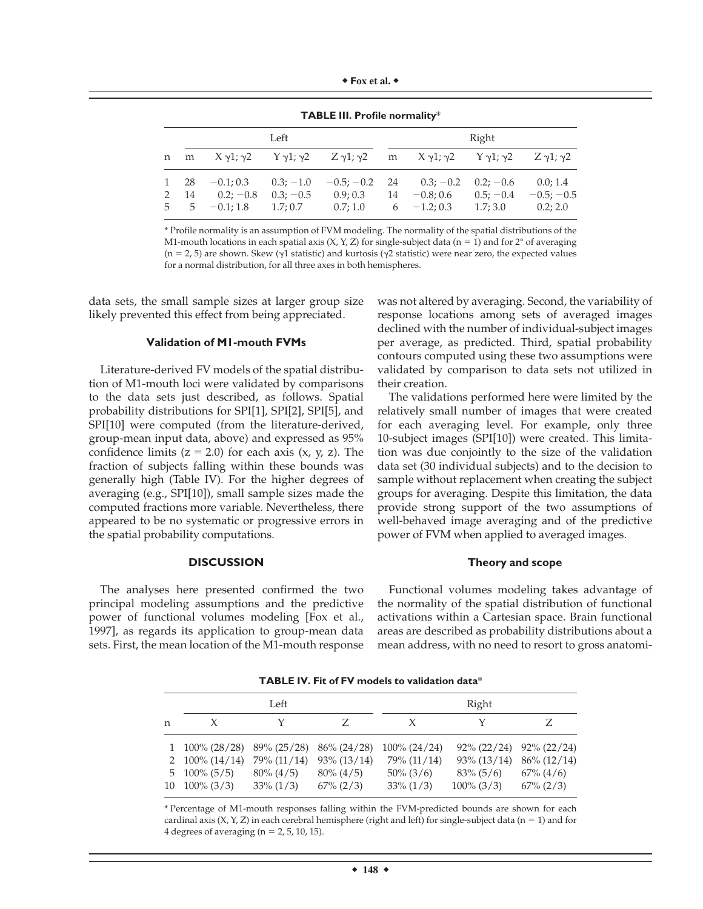**TABLE III. Profile normality***

| | Left | | | | Right | | | |
|---|---|---|---|---|---|---|---|---|
| n | m | X $\gamma1$; $\gamma2$ | Y $\gamma1$; $\gamma2$ | Z $\gamma1$; $\gamma2$ | m | X $\gamma1$; $\gamma2$ | Y $\gamma1$; $\gamma2$ | Z $\gamma1$; $\gamma2$ |
| 1 | 28 | −0.1; 0.3 | 0.3; −1.0 | −0.5; −0.2 | 24 | 0.3; −0.2 | 0.2; −0.6 | 0.0; 1.4 |
| 2 | 14 | 0.2; −0.8 | 0.3; −0.5 | 0.9; 0.3 | 14 | −0.8; 0.6 | 0.5; −0.4 | −0.5; −0.5 |
| 5 | 5 | −0.1; 1.8 | 1.7; 0.7 | 0.7; 1.0 | 6 | −1.2; 0.3 | 1.7; 3.0 | 0.2; 2.0 |

* Profile normality is an assumption of FVM modeling. The normality of the spatial distributions of the M1-mouth locations in each spatial axis (X, Y, Z) for single-subject data (n = 1) and for 2° of averaging (n = 2, 5) are shown. Skew ($\gamma1$ statistic) and kurtosis ($\gamma2$ statistic) were near zero, the expected values for a normal distribution, for all three axes in both hemispheres.

data sets, the small sample sizes at larger group size likely prevented this effect from being appreciated.

### Validation of M1-mouth FVMs

Literature-derived FV models of the spatial distribution of M1-mouth loci were validated by comparisons to the data sets just described, as follows. Spatial probability distributions for SPI[1], SPI[2], SPI[5], and SPI[10] were computed (from the literature-derived, group-mean input data, above) and expressed as 95% confidence limits ($z = 2.0$) for each axis (x, y, z). The fraction of subjects falling within these bounds was generally high (Table IV). For the higher degrees of averaging (e.g., SPI[10]), small sample sizes made the computed fractions more variable. Nevertheless, there appeared to be no systematic or progressive errors in the spatial probability computations.

## DISCUSSION

The analyses here presented confirmed the two principal modeling assumptions and the predictive power of functional volumes modeling [Fox et al., 1997], as regards its application to group-mean data sets. First, the mean location of the M1-mouth response was not altered by averaging. Second, the variability of response locations among sets of averaged images declined with the number of individual-subject images per average, as predicted. Third, spatial probability contours computed using these two assumptions were validated by comparison to data sets not utilized in their creation.

The validations performed here were limited by the relatively small number of images that were created for each averaging level. For example, only three 10-subject images (SPI[10]) were created. This limitation was due conjointly to the size of the validation data set (30 individual subjects) and to the decision to sample without replacement when creating the subject groups for averaging. Despite this limitation, the data provide strong support of the two assumptions of well-behaved image averaging and of the predictive power of FVM when applied to averaged images.

### Theory and scope

Functional volumes modeling takes advantage of the normality of the spatial distribution of functional activations within a Cartesian space. Brain functional areas are described as probability distributions about a mean address, with no need to resort to gross anatomi-

**TABLE IV. Fit of FV models to validation data***

| | Left | | | Right | | |
|---|---|---|---|---|---|---|
| n | X | Y | Z | X | Y | Z |
| 1 | 100% (28/28) | 89% (25/28) | 86% (24/28) | 100% (24/24) | 92% (22/24) | 92% (22/24) |
| 2 | 100% (14/14) | 79% (11/14) | 93% (13/14) | 79% (11/14) | 93% (13/14) | 86% (12/14) |
| 5 | 100% (5/5) | 80% (4/5) | 80% (4/5) | 50% (3/6) | 83% (5/6) | 67% (4/6) |
| 10 | 100% (3/3) | 33% (1/3) | 67% (2/3) | 33% (1/3) | 100% (3/3) | 67% (2/3) |

* Percentage of M1-mouth responses falling within the FVM-predicted bounds are shown for each cardinal axis (X, Y, Z) in each cerebral hemisphere (right and left) for single-subject data (n = 1) and for 4 degrees of averaging (n = 2, 5, 10, 15).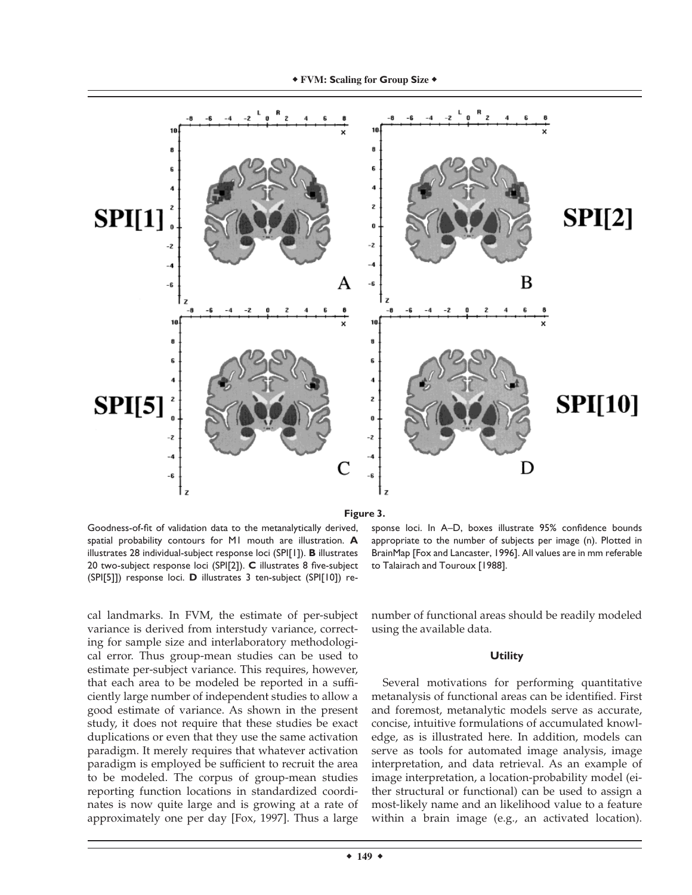**Figure 3.**

Goodness-of-fit of validation data to the metanalytically derived, spatial probability contours for M1 mouth are illustration. **A** illustrates 28 individual-subject response loci (SPI[1]). **B** illustrates 20 two-subject response loci (SPI[2]). **C** illustrates 8 five-subject (SPI[5]]) response loci. **D** illustrates 3 ten-subject (SPI[10]) response loci. In A–D, boxes illustrate 95% confidence bounds appropriate to the number of subjects per image (n). Plotted in BrainMap [Fox and Lancaster, 1996]. All values are in mm referable to Talairach and Touroux [1988].

cal landmarks. In FVM, the estimate of per-subject variance is derived from interstudy variance, correcting for sample size and interlaboratory methodological error. Thus group-mean studies can be used to estimate per-subject variance. This requires, however, that each area to be modeled be reported in a sufficiently large number of independent studies to allow a good estimate of variance. As shown in the present study, it does not require that these studies be exact duplications or even that they use the same activation paradigm. It merely requires that whatever activation paradigm is employed be sufficient to recruit the area to be modeled. The corpus of group-mean studies reporting function locations in standardized coordinates is now quite large and is growing at a rate of approximately one per day [Fox, 1997]. Thus a large number of functional areas should be readily modeled using the available data.

### Utility

Several motivations for performing quantitative metanalysis of functional areas can be identified. First and foremost, metanalytic models serve as accurate, concise, intuitive formulations of accumulated knowledge, as is illustrated here. In addition, models can serve as tools for automated image analysis, image interpretation, and data retrieval. As an example of image interpretation, a location-probability model (either structural or functional) can be used to assign a most-likely name and an likelihood value to a feature within a brain image (e.g., an activated location).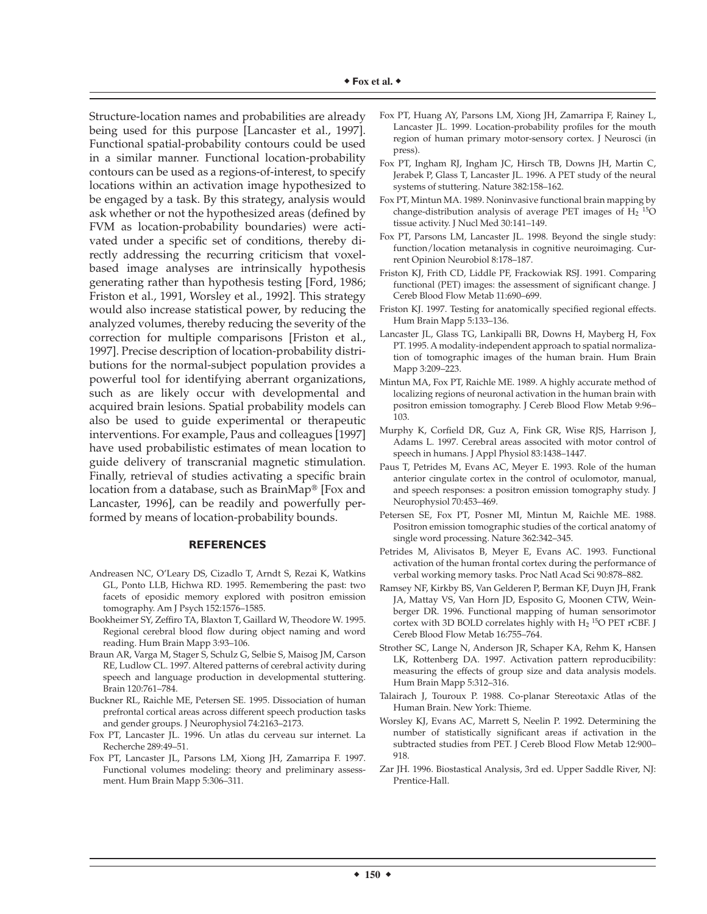Structure-location names and probabilities are already being used for this purpose [Lancaster et al., 1997]. Functional spatial-probability contours could be used in a similar manner. Functional location-probability contours can be used as a regions-of-interest, to specify locations within an activation image hypothesized to be engaged by a task. By this strategy, analysis would ask whether or not the hypothesized areas (defined by FVM as location-probability boundaries) were activated under a specific set of conditions, thereby directly addressing the recurring criticism that voxel-based image analyses are intrinsically hypothesis generating rather than hypothesis testing [Ford, 1986; Friston et al., 1991, Worsley et al., 1992]. This strategy would also increase statistical power, by reducing the analyzed volumes, thereby reducing the severity of the correction for multiple comparisons [Friston et al., 1997]. Precise description of location-probability distributions for the normal-subject population provides a powerful tool for identifying aberrant organizations, such as are likely occur with developmental and acquired brain lesions. Spatial probability models can also be used to guide experimental or therapeutic interventions. For example, Paus and colleagues [1997] have used probabilistic estimates of mean location to guide delivery of transcranial magnetic stimulation. Finally, retrieval of studies activating a specific brain location from a database, such as BrainMap® [Fox and Lancaster, 1996], can be readily and powerfully performed by means of location-probability bounds.

## REFERENCES

Andreasen NC, O'Leary DS, Cizadlo T, Arndt S, Rezai K, Watkins GL, Ponto LLB, Hichwa RD. 1995. Remembering the past: two facets of eposidic memory explored with positron emission tomography. Am J Psych 152:1576–1585.

Bookheimer SY, Zeffiro TA, Blaxton T, Gaillard W, Theodore W. 1995. Regional cerebral blood flow during object naming and word reading. Hum Brain Mapp 3:93–106.

Braun AR, Varga M, Stager S, Schulz G, Selbie S, Maisog JM, Carson RE, Ludlow CL. 1997. Altered patterns of cerebral activity during speech and language production in developmental stuttering. Brain 120:761–784.

Buckner RL, Raichle ME, Petersen SE. 1995. Dissociation of human prefrontal cortical areas across different speech production tasks and gender groups. J Neurophysiol 74:2163–2173.

Fox PT, Lancaster JL. 1996. Un atlas du cerveau sur internet. La Recherche 289:49–51.

Fox PT, Lancaster JL, Parsons LM, Xiong JH, Zamarripa F. 1997. Functional volumes modeling: theory and preliminary assessment. Hum Brain Mapp 5:306–311.

Fox PT, Huang AY, Parsons LM, Xiong JH, Zamarripa F, Rainey L, Lancaster JL. 1999. Location-probability profiles for the mouth region of human primary motor-sensory cortex. J Neurosci (in press).

Fox PT, Ingham RJ, Ingham JC, Hirsch TB, Downs JH, Martin C, Jerabek P, Glass T, Lancaster JL. 1996. A PET study of the neural systems of stuttering. Nature 382:158–162.

Fox PT, Mintun MA. 1989. Noninvasive functional brain mapping by change-distribution analysis of average PET images of $H_2$ $^{15}O$ tissue activity. J Nucl Med 30:141–149.

Fox PT, Parsons LM, Lancaster JL. 1998. Beyond the single study: function/location metanalysis in cognitive neuroimaging. Current Opinion Neurobiol 8:178–187.

Friston KJ, Frith CD, Liddle PF, Frackowiak RSJ. 1991. Comparing functional (PET) images: the assessment of significant change. J Cereb Blood Flow Metab 11:690–699.

Friston KJ. 1997. Testing for anatomically specified regional effects. Hum Brain Mapp 5:133–136.

Lancaster JL, Glass TG, Lankipalli BR, Downs H, Mayberg H, Fox PT. 1995. A modality-independent approach to spatial normalization of tomographic images of the human brain. Hum Brain Mapp 3:209–223.

Mintun MA, Fox PT, Raichle ME. 1989. A highly accurate method of localizing regions of neuronal activation in the human brain with positron emission tomography. J Cereb Blood Flow Metab 9:96–103.

Murphy K, Corfield DR, Guz A, Fink GR, Wise RJS, Harrison J, Adams L. 1997. Cerebral areas associted with motor control of speech in humans. J Appl Physiol 83:1438–1447.

Paus T, Petrides M, Evans AC, Meyer E. 1993. Role of the human anterior cingulate cortex in the control of oculomotor, manual, and speech responses: a positron emission tomography study. J Neurophysiol 70:453–469.

Petersen SE, Fox PT, Posner MI, Mintun M, Raichle ME. 1988. Positron emission tomographic studies of the cortical anatomy of single word processing. Nature 362:342–345.

Petrides M, Alivisatos B, Meyer E, Evans AC. 1993. Functional activation of the human frontal cortex during the performance of verbal working memory tasks. Proc Natl Acad Sci 90:878–882.

Ramsey NF, Kirkby BS, Van Gelderen P, Berman KF, Duyn JH, Frank JA, Mattay VS, Van Horn JD, Esposito G, Moonen CTW, Weinberger DR. 1996. Functional mapping of human sensorimotor cortex with 3D BOLD correlates highly with $H_2$ $^{15}O$ PET rCBF. J Cereb Blood Flow Metab 16:755–764.

Strother SC, Lange N, Anderson JR, Schaper KA, Rehm K, Hansen LK, Rottenberg DA. 1997. Activation pattern reproducibility: measuring the effects of group size and data analysis models. Hum Brain Mapp 5:312–316.

Talairach J, Touroux P. 1988. Co-planar Stereotaxic Atlas of the Human Brain. New York: Thieme.

Worsley KJ, Evans AC, Marrett S, Neelin P. 1992. Determining the number of statistically significant areas if activation in the subtracted studies from PET. J Cereb Blood Flow Metab 12:900–918.

Zar JH. 1996. Biostastical Analysis, 3rd ed. Upper Saddle River, NJ: Prentice-Hall.